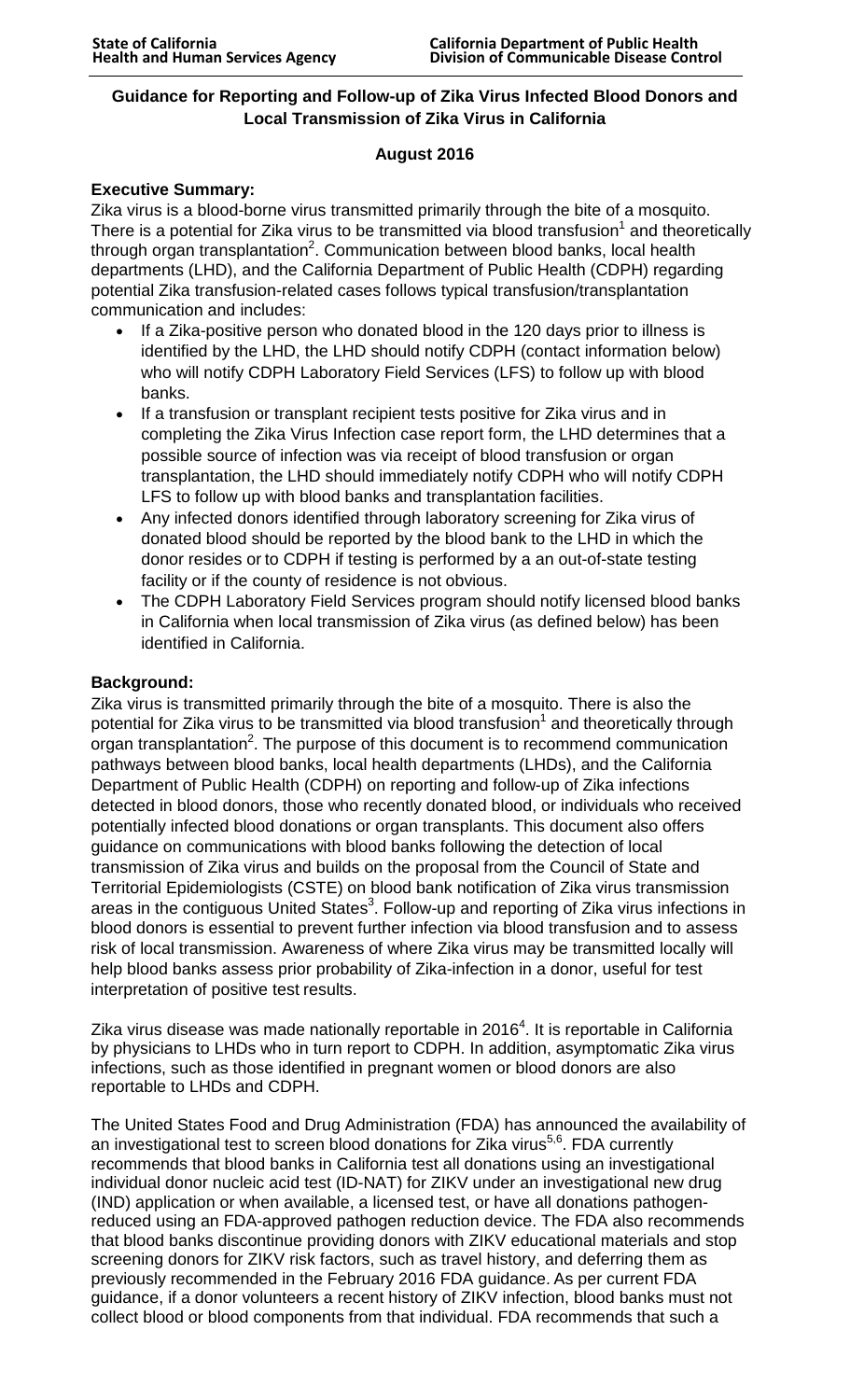State of California
Health and Human Services Agency

California Department of Public Health
Division of Communicable Disease Control

# Guidance for Reporting and Follow-up of Zika Virus Infected Blood Donors and Local Transmission of Zika Virus in California

**August 2016**

## Executive Summary:

Zika virus is a blood-borne virus transmitted primarily through the bite of a mosquito. There is a potential for Zika virus to be transmitted via blood transfusion[1] and theoretically through organ transplantation[2]. Communication between blood banks, local health departments (LHD), and the California Department of Public Health (CDPH) regarding potential Zika transfusion-related cases follows typical transfusion/transplantation communication and includes:

- If a Zika-positive person who donated blood in the 120 days prior to illness is identified by the LHD, the LHD should notify CDPH (contact information below) who will notify CDPH Laboratory Field Services (LFS) to follow up with blood banks.
- If a transfusion or transplant recipient tests positive for Zika virus and in completing the Zika Virus Infection case report form, the LHD determines that a possible source of infection was via receipt of blood transfusion or organ transplantation, the LHD should immediately notify CDPH who will notify CDPH LFS to follow up with blood banks and transplantation facilities.
- Any infected donors identified through laboratory screening for Zika virus of donated blood should be reported by the blood bank to the LHD in which the donor resides or to CDPH if testing is performed by a an out-of-state testing facility or if the county of residence is not obvious.
- The CDPH Laboratory Field Services program should notify licensed blood banks in California when local transmission of Zika virus (as defined below) has been identified in California.

## Background:

Zika virus is transmitted primarily through the bite of a mosquito. There is also the potential for Zika virus to be transmitted via blood transfusion[1] and theoretically through organ transplantation[2]. The purpose of this document is to recommend communication pathways between blood banks, local health departments (LHDs), and the California Department of Public Health (CDPH) on reporting and follow-up of Zika infections detected in blood donors, those who recently donated blood, or individuals who received potentially infected blood donations or organ transplants. This document also offers guidance on communications with blood banks following the detection of local transmission of Zika virus and builds on the proposal from the Council of State and Territorial Epidemiologists (CSTE) on blood bank notification of Zika virus transmission areas in the contiguous United States[3]. Follow-up and reporting of Zika virus infections in blood donors is essential to prevent further infection via blood transfusion and to assess risk of local transmission. Awareness of where Zika virus may be transmitted locally will help blood banks assess prior probability of Zika-infection in a donor, useful for test interpretation of positive test results.

Zika virus disease was made nationally reportable in 2016[4]. It is reportable in California by physicians to LHDs who in turn report to CDPH. In addition, asymptomatic Zika virus infections, such as those identified in pregnant women or blood donors are also reportable to LHDs and CDPH.

The United States Food and Drug Administration (FDA) has announced the availability of an investigational test to screen blood donations for Zika virus[5,6]. FDA currently recommends that blood banks in California test all donations using an investigational individual donor nucleic acid test (ID-NAT) for ZIKV under an investigational new drug (IND) application or when available, a licensed test, or have all donations pathogen-reduced using an FDA-approved pathogen reduction device. The FDA also recommends that blood banks discontinue providing donors with ZIKV educational materials and stop screening donors for ZIKV risk factors, such as travel history, and deferring them as previously recommended in the February 2016 FDA guidance. As per current FDA guidance, if a donor volunteers a recent history of ZIKV infection, blood banks must not collect blood or blood components from that individual. FDA recommends that such a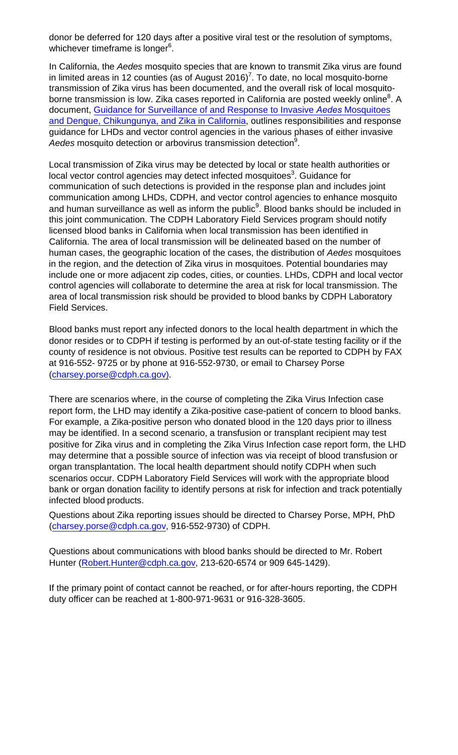donor be deferred for 120 days after a positive viral test or the resolution of symptoms, whichever timeframe is longer[6].

In California, the *Aedes* mosquito species that are known to transmit Zika virus are found in limited areas in 12 counties (as of August 2016)[7]. To date, no local mosquito-borne transmission of Zika virus has been documented, and the overall risk of local mosquito-borne transmission is low. Zika cases reported in California are posted weekly online[8]. A document, [Guidance for Surveillance of and Response to Invasive *Aedes* Mosquitoes and Dengue, Chikungunya, and Zika in California](), outlines responsibilities and response guidance for LHDs and vector control agencies in the various phases of either invasive *Aedes* mosquito detection or arbovirus transmission detection[9].

Local transmission of Zika virus may be detected by local or state health authorities or local vector control agencies may detect infected mosquitoes[3]. Guidance for communication of such detections is provided in the response plan and includes joint communication among LHDs, CDPH, and vector control agencies to enhance mosquito and human surveillance as well as inform the public[9]. Blood banks should be included in this joint communication. The CDPH Laboratory Field Services program should notify licensed blood banks in California when local transmission has been identified in California. The area of local transmission will be delineated based on the number of human cases, the geographic location of the cases, the distribution of *Aedes* mosquitoes in the region, and the detection of Zika virus in mosquitoes. Potential boundaries may include one or more adjacent zip codes, cities, or counties. LHDs, CDPH and local vector control agencies will collaborate to determine the area at risk for local transmission. The area of local transmission risk should be provided to blood banks by CDPH Laboratory Field Services.

Blood banks must report any infected donors to the local health department in which the donor resides or to CDPH if testing is performed by an out-of-state testing facility or if the county of residence is not obvious. Positive test results can be reported to CDPH by FAX at 916-552- 9725 or by phone at 916-552-9730, or email to Charsey Porse (charsey.porse@cdph.ca.gov).

There are scenarios where, in the course of completing the Zika Virus Infection case report form, the LHD may identify a Zika-positive case-patient of concern to blood banks. For example, a Zika-positive person who donated blood in the 120 days prior to illness may be identified. In a second scenario, a transfusion or transplant recipient may test positive for Zika virus and in completing the Zika Virus Infection case report form, the LHD may determine that a possible source of infection was via receipt of blood transfusion or organ transplantation. The local health department should notify CDPH when such scenarios occur. CDPH Laboratory Field Services will work with the appropriate blood bank or organ donation facility to identify persons at risk for infection and track potentially infected blood products.

Questions about Zika reporting issues should be directed to Charsey Porse, MPH, PhD (charsey.porse@cdph.ca.gov, 916-552-9730) of CDPH.

Questions about communications with blood banks should be directed to Mr. Robert Hunter (Robert.Hunter@cdph.ca.gov, 213-620-6574 or 909 645-1429).

If the primary point of contact cannot be reached, or for after-hours reporting, the CDPH duty officer can be reached at 1-800-971-9631 or 916-328-3605.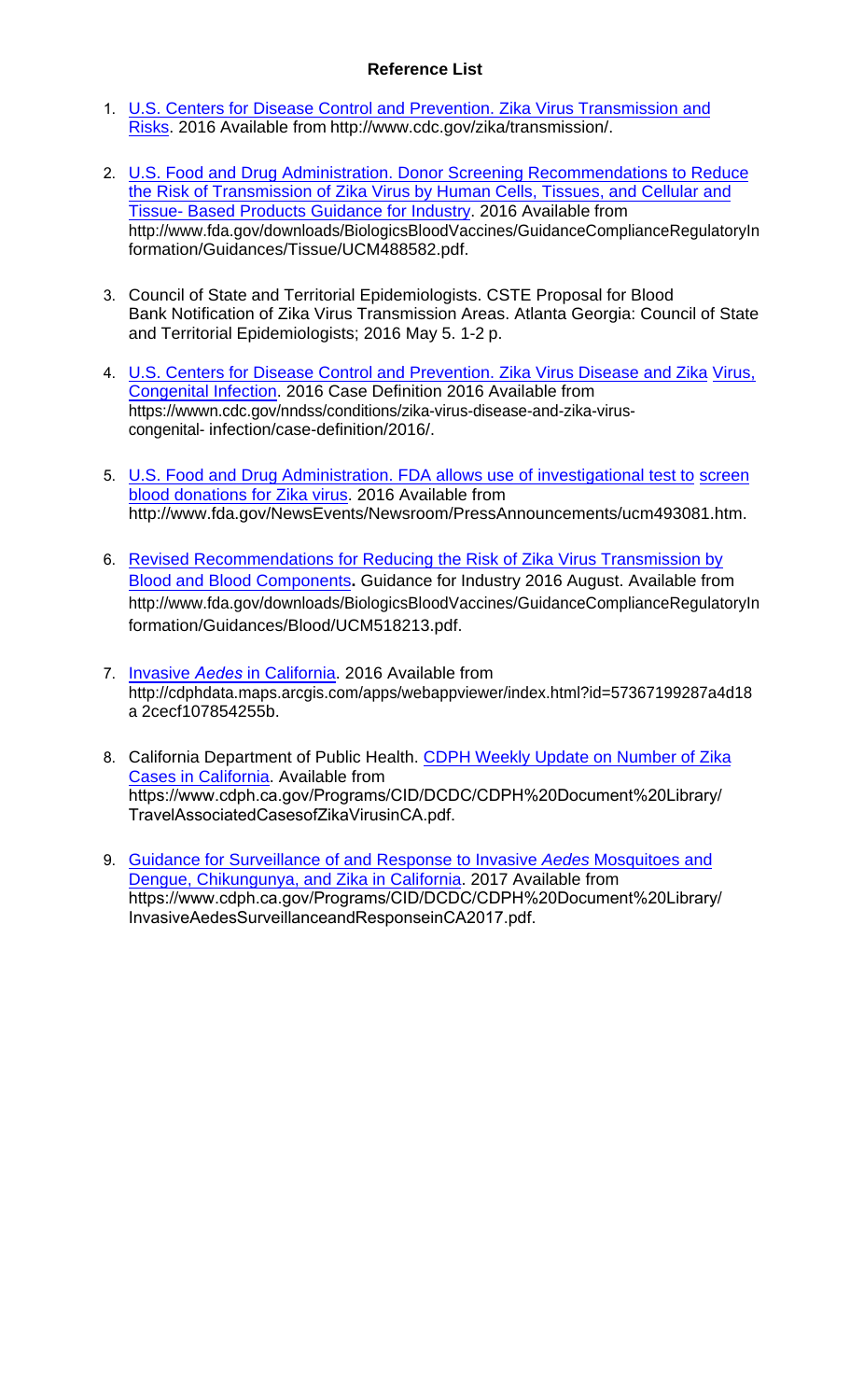**Reference List**

1. U.S. Centers for Disease Control and Prevention. Zika Virus Transmission and Risks. 2016 Available from http://www.cdc.gov/zika/transmission/.

2. U.S. Food and Drug Administration. Donor Screening Recommendations to Reduce the Risk of Transmission of Zika Virus by Human Cells, Tissues, and Cellular and Tissue- Based Products Guidance for Industry. 2016 Available from http://www.fda.gov/downloads/BiologicsBloodVaccines/GuidanceComplianceRegulatoryInformation/Guidances/Tissue/UCM488582.pdf.

3. Council of State and Territorial Epidemiologists. CSTE Proposal for Blood Bank Notification of Zika Virus Transmission Areas. Atlanta Georgia: Council of State and Territorial Epidemiologists; 2016 May 5. 1-2 p.

4. U.S. Centers for Disease Control and Prevention. Zika Virus Disease and Zika Virus, Congenital Infection. 2016 Case Definition 2016 Available from https://wwwn.cdc.gov/nndss/conditions/zika-virus-disease-and-zika-virus-congenital- infection/case-definition/2016/.

5. U.S. Food and Drug Administration. FDA allows use of investigational test to screen blood donations for Zika virus. 2016 Available from http://www.fda.gov/NewsEvents/Newsroom/PressAnnouncements/ucm493081.htm.

6. Revised Recommendations for Reducing the Risk of Zika Virus Transmission by Blood and Blood Components**.** Guidance for Industry 2016 August. Available from http://www.fda.gov/downloads/BiologicsBloodVaccines/GuidanceComplianceRegulatoryInformation/Guidances/Blood/UCM518213.pdf.

7. Invasive *Aedes* in California. 2016 Available from http://cdphdata.maps.arcgis.com/apps/webappviewer/index.html?id=57367199287a4d18a 2cecf107854255b.

8. California Department of Public Health. CDPH Weekly Update on Number of Zika Cases in California. Available from https://www.cdph.ca.gov/Programs/CID/DCDC/CDPH%20Document%20Library/TravelAssociatedCasesofZikaVirusinCA.pdf.

9. Guidance for Surveillance of and Response to Invasive *Aedes* Mosquitoes and Dengue, Chikungunya, and Zika in California. 2017 Available from https://www.cdph.ca.gov/Programs/CID/DCDC/CDPH%20Document%20Library/InvasiveAedesSurveillanceandResponseinCA2017.pdf.